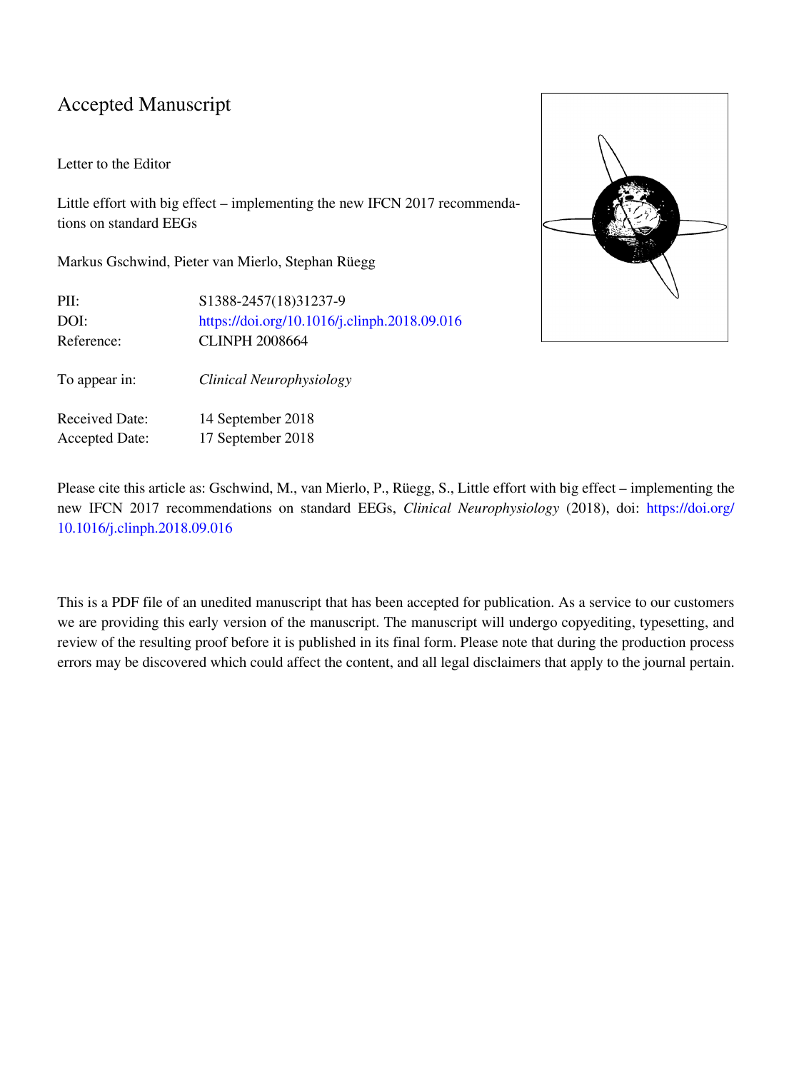# Accepted Manuscript

Letter to the Editor

Little effort with big effect – implementing the new IFCN 2017 recommendations on standard EEGs

Markus Gschwind, Pieter van Mierlo, Stephan Rüegg

| | |
|---|---|
| PII: | S1388-2457(18)31237-9 |
| DOI: | https://doi.org/10.1016/j.clinph.2018.09.016 |
| Reference: | CLINPH 2008664 |
| To appear in: | *Clinical Neurophysiology* |
| Received Date: | 14 September 2018 |
| Accepted Date: | 17 September 2018 |

Please cite this article as: Gschwind, M., van Mierlo, P., Rüegg, S., Little effort with big effect – implementing the new IFCN 2017 recommendations on standard EEGs, *Clinical Neurophysiology* (2018), doi: https://doi.org/10.1016/j.clinph.2018.09.016

This is a PDF file of an unedited manuscript that has been accepted for publication. As a service to our customers we are providing this early version of the manuscript. The manuscript will undergo copyediting, typesetting, and review of the resulting proof before it is published in its final form. Please note that during the production process errors may be discovered which could affect the content, and all legal disclaimers that apply to the journal pertain.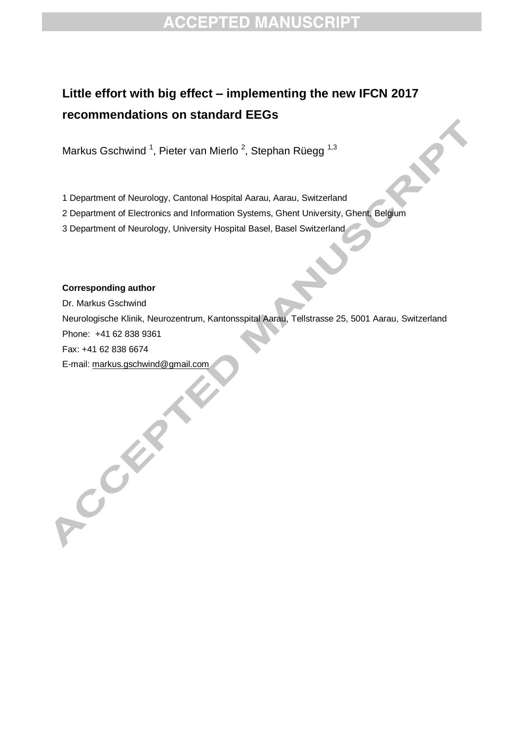# Little effort with big effect – implementing the new IFCN 2017 recommendations on standard EEGs

Markus Gschwind [1], Pieter van Mierlo [2], Stephan Rüegg [1,3]

1 Department of Neurology, Cantonal Hospital Aarau, Aarau, Switzerland

2 Department of Electronics and Information Systems, Ghent University, Ghent, Belgium

3 Department of Neurology, University Hospital Basel, Basel Switzerland

**Corresponding author**

Dr. Markus Gschwind

Neurologische Klinik, Neurozentrum, Kantonsspital Aarau, Tellstrasse 25, 5001 Aarau, Switzerland

Phone: +41 62 838 9361

Fax: +41 62 838 6674

E-mail: markus.gschwind@gmail.com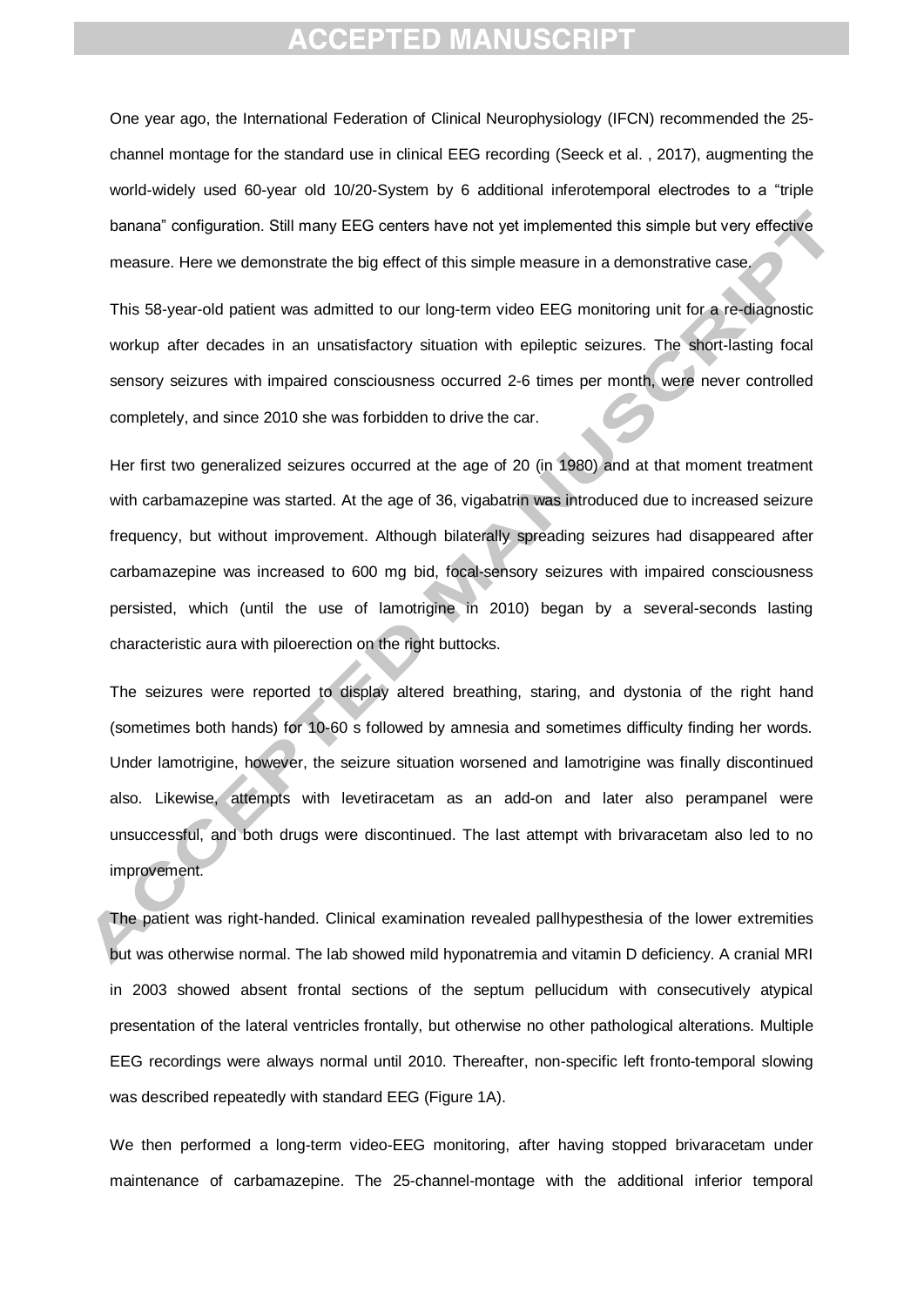One year ago, the International Federation of Clinical Neurophysiology (IFCN) recommended the 25-channel montage for the standard use in clinical EEG recording (Seeck et al. , 2017), augmenting the world-widely used 60-year old 10/20-System by 6 additional inferotemporal electrodes to a "triple banana" configuration. Still many EEG centers have not yet implemented this simple but very effective measure. Here we demonstrate the big effect of this simple measure in a demonstrative case.

This 58-year-old patient was admitted to our long-term video EEG monitoring unit for a re-diagnostic workup after decades in an unsatisfactory situation with epileptic seizures. The short-lasting focal sensory seizures with impaired consciousness occurred 2-6 times per month, were never controlled completely, and since 2010 she was forbidden to drive the car.

Her first two generalized seizures occurred at the age of 20 (in 1980) and at that moment treatment with carbamazepine was started. At the age of 36, vigabatrin was introduced due to increased seizure frequency, but without improvement. Although bilaterally spreading seizures had disappeared after carbamazepine was increased to 600 mg bid, focal-sensory seizures with impaired consciousness persisted, which (until the use of lamotrigine in 2010) began by a several-seconds lasting characteristic aura with piloerection on the right buttocks.

The seizures were reported to display altered breathing, staring, and dystonia of the right hand (sometimes both hands) for 10-60 s followed by amnesia and sometimes difficulty finding her words. Under lamotrigine, however, the seizure situation worsened and lamotrigine was finally discontinued also. Likewise, attempts with levetiracetam as an add-on and later also perampanel were unsuccessful, and both drugs were discontinued. The last attempt with brivaracetam also led to no improvement.

The patient was right-handed. Clinical examination revealed pallhypesthesia of the lower extremities but was otherwise normal. The lab showed mild hyponatremia and vitamin D deficiency. A cranial MRI in 2003 showed absent frontal sections of the septum pellucidum with consecutively atypical presentation of the lateral ventricles frontally, but otherwise no other pathological alterations. Multiple EEG recordings were always normal until 2010. Thereafter, non-specific left fronto-temporal slowing was described repeatedly with standard EEG (Figure 1A).

We then performed a long-term video-EEG monitoring, after having stopped brivaracetam under maintenance of carbamazepine. The 25-channel-montage with the additional inferior temporal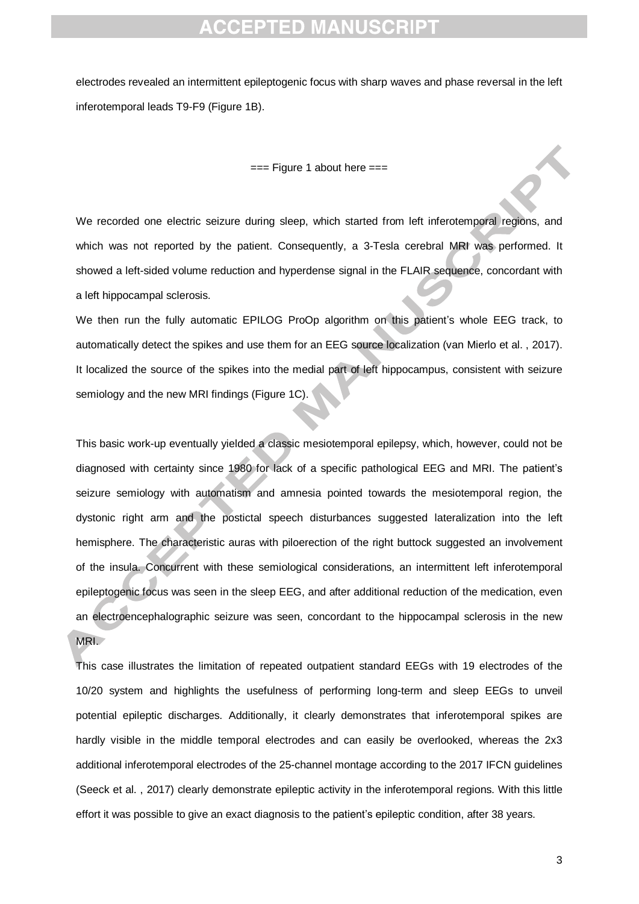electrodes revealed an intermittent epileptogenic focus with sharp waves and phase reversal in the left inferotemporal leads T9-F9 (Figure 1B).

=== Figure 1 about here ===

We recorded one electric seizure during sleep, which started from left inferotemporal regions, and which was not reported by the patient. Consequently, a 3-Tesla cerebral MRI was performed. It showed a left-sided volume reduction and hyperdense signal in the FLAIR sequence, concordant with a left hippocampal sclerosis.

We then run the fully automatic EPILOG ProOp algorithm on this patient's whole EEG track, to automatically detect the spikes and use them for an EEG source localization (van Mierlo et al. , 2017). It localized the source of the spikes into the medial part of left hippocampus, consistent with seizure semiology and the new MRI findings (Figure 1C).

This basic work-up eventually yielded a classic mesiotemporal epilepsy, which, however, could not be diagnosed with certainty since 1980 for lack of a specific pathological EEG and MRI. The patient's seizure semiology with automatism and amnesia pointed towards the mesiotemporal region, the dystonic right arm and the postictal speech disturbances suggested lateralization into the left hemisphere. The characteristic auras with piloerection of the right buttock suggested an involvement of the insula. Concurrent with these semiological considerations, an intermittent left inferotemporal epileptogenic focus was seen in the sleep EEG, and after additional reduction of the medication, even an electroencephalographic seizure was seen, concordant to the hippocampal sclerosis in the new MRI.

This case illustrates the limitation of repeated outpatient standard EEGs with 19 electrodes of the 10/20 system and highlights the usefulness of performing long-term and sleep EEGs to unveil potential epileptic discharges. Additionally, it clearly demonstrates that inferotemporal spikes are hardly visible in the middle temporal electrodes and can easily be overlooked, whereas the 2x3 additional inferotemporal electrodes of the 25-channel montage according to the 2017 IFCN guidelines (Seeck et al. , 2017) clearly demonstrate epileptic activity in the inferotemporal regions. With this little effort it was possible to give an exact diagnosis to the patient's epileptic condition, after 38 years.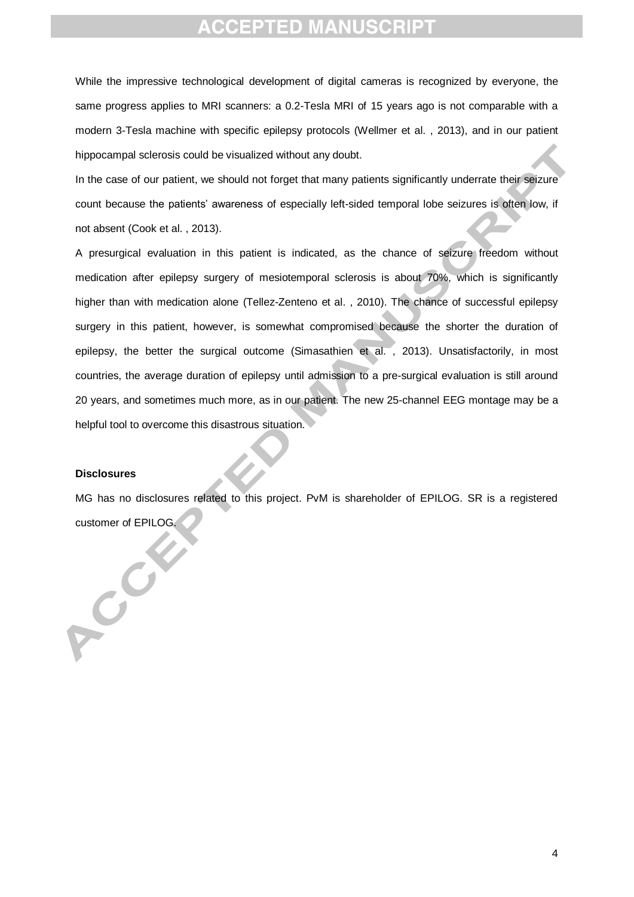While the impressive technological development of digital cameras is recognized by everyone, the same progress applies to MRI scanners: a 0.2-Tesla MRI of 15 years ago is not comparable with a modern 3-Tesla machine with specific epilepsy protocols (Wellmer et al. , 2013), and in our patient hippocampal sclerosis could be visualized without any doubt.

In the case of our patient, we should not forget that many patients significantly underrate their seizure count because the patients' awareness of especially left-sided temporal lobe seizures is often low, if not absent (Cook et al. , 2013).

A presurgical evaluation in this patient is indicated, as the chance of seizure freedom without medication after epilepsy surgery of mesiotemporal sclerosis is about 70%, which is significantly higher than with medication alone (Tellez-Zenteno et al. , 2010). The chance of successful epilepsy surgery in this patient, however, is somewhat compromised because the shorter the duration of epilepsy, the better the surgical outcome (Simasathien et al. , 2013). Unsatisfactorily, in most countries, the average duration of epilepsy until admission to a pre-surgical evaluation is still around 20 years, and sometimes much more, as in our patient. The new 25-channel EEG montage may be a helpful tool to overcome this disastrous situation.

**Disclosures**

MG has no disclosures related to this project. PvM is shareholder of EPILOG. SR is a registered customer of EPILOG.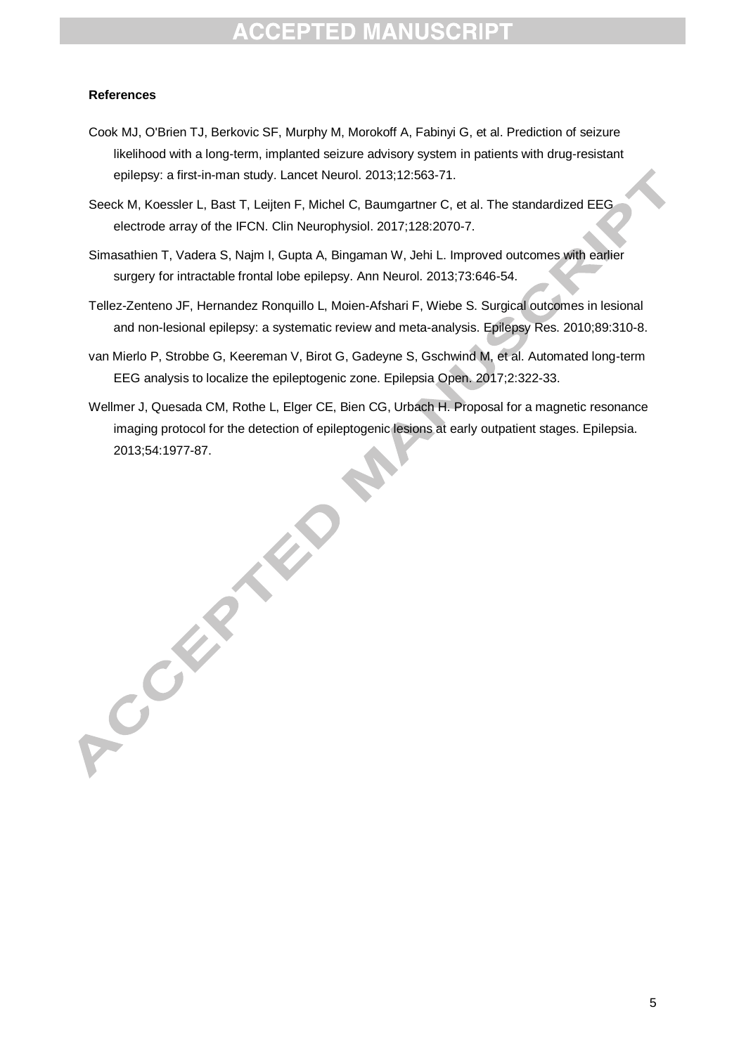**References**

Cook MJ, O'Brien TJ, Berkovic SF, Murphy M, Morokoff A, Fabinyi G, et al. Prediction of seizure likelihood with a long-term, implanted seizure advisory system in patients with drug-resistant epilepsy: a first-in-man study. Lancet Neurol. 2013;12:563-71.

Seeck M, Koessler L, Bast T, Leijten F, Michel C, Baumgartner C, et al. The standardized EEG electrode array of the IFCN. Clin Neurophysiol. 2017;128:2070-7.

Simasathien T, Vadera S, Najm I, Gupta A, Bingaman W, Jehi L. Improved outcomes with earlier surgery for intractable frontal lobe epilepsy. Ann Neurol. 2013;73:646-54.

Tellez-Zenteno JF, Hernandez Ronquillo L, Moien-Afshari F, Wiebe S. Surgical outcomes in lesional and non-lesional epilepsy: a systematic review and meta-analysis. Epilepsy Res. 2010;89:310-8.

van Mierlo P, Strobbe G, Keereman V, Birot G, Gadeyne S, Gschwind M, et al. Automated long-term EEG analysis to localize the epileptogenic zone. Epilepsia Open. 2017;2:322-33.

Wellmer J, Quesada CM, Rothe L, Elger CE, Bien CG, Urbach H. Proposal for a magnetic resonance imaging protocol for the detection of epileptogenic lesions at early outpatient stages. Epilepsia. 2013;54:1977-87.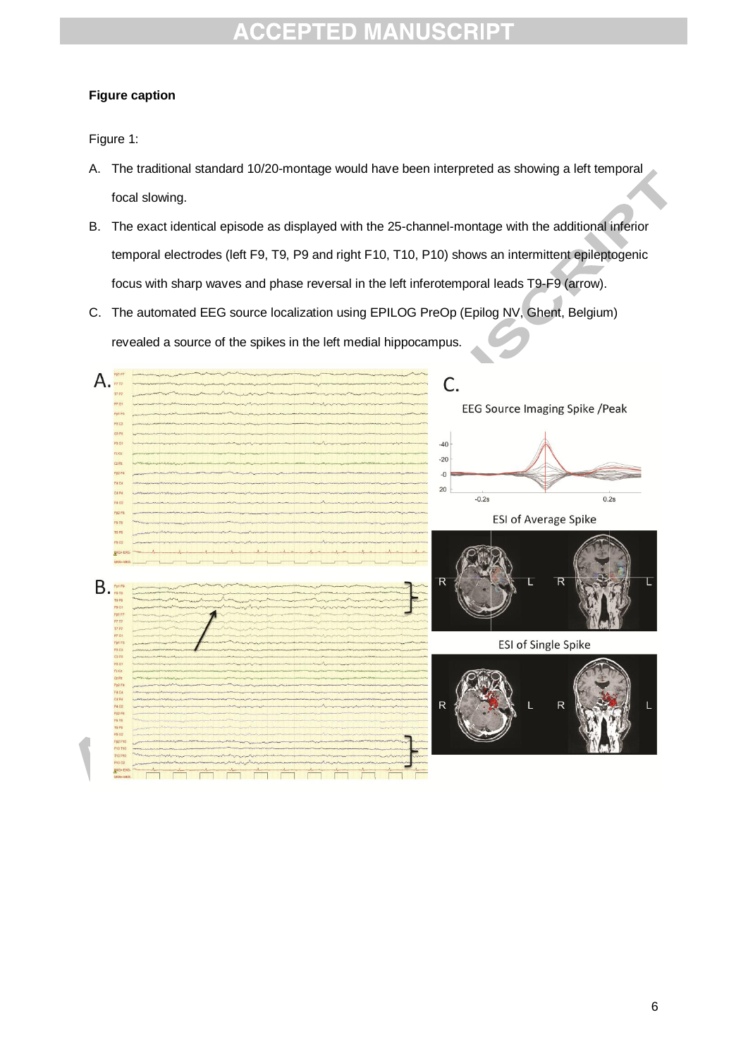**Figure caption**

Figure 1:

A. The traditional standard 10/20-montage would have been interpreted as showing a left temporal focal slowing.
B. The exact identical episode as displayed with the 25-channel-montage with the additional inferior temporal electrodes (left F9, T9, P9 and right F10, T10, P10) shows an intermittent epileptogenic focus with sharp waves and phase reversal in the left inferotemporal leads T9-F9 (arrow).
C. The automated EEG source localization using EPILOG PreOp (Epilog NV, Ghent, Belgium) revealed a source of the spikes in the left medial hippocampus.

A.

B.

C.

EEG Source Imaging Spike /Peak

-40
-20
-0
20

-0.2s
0.2s

ESI of Average Spike

R L R L

ESI of Single Spike

R L R L